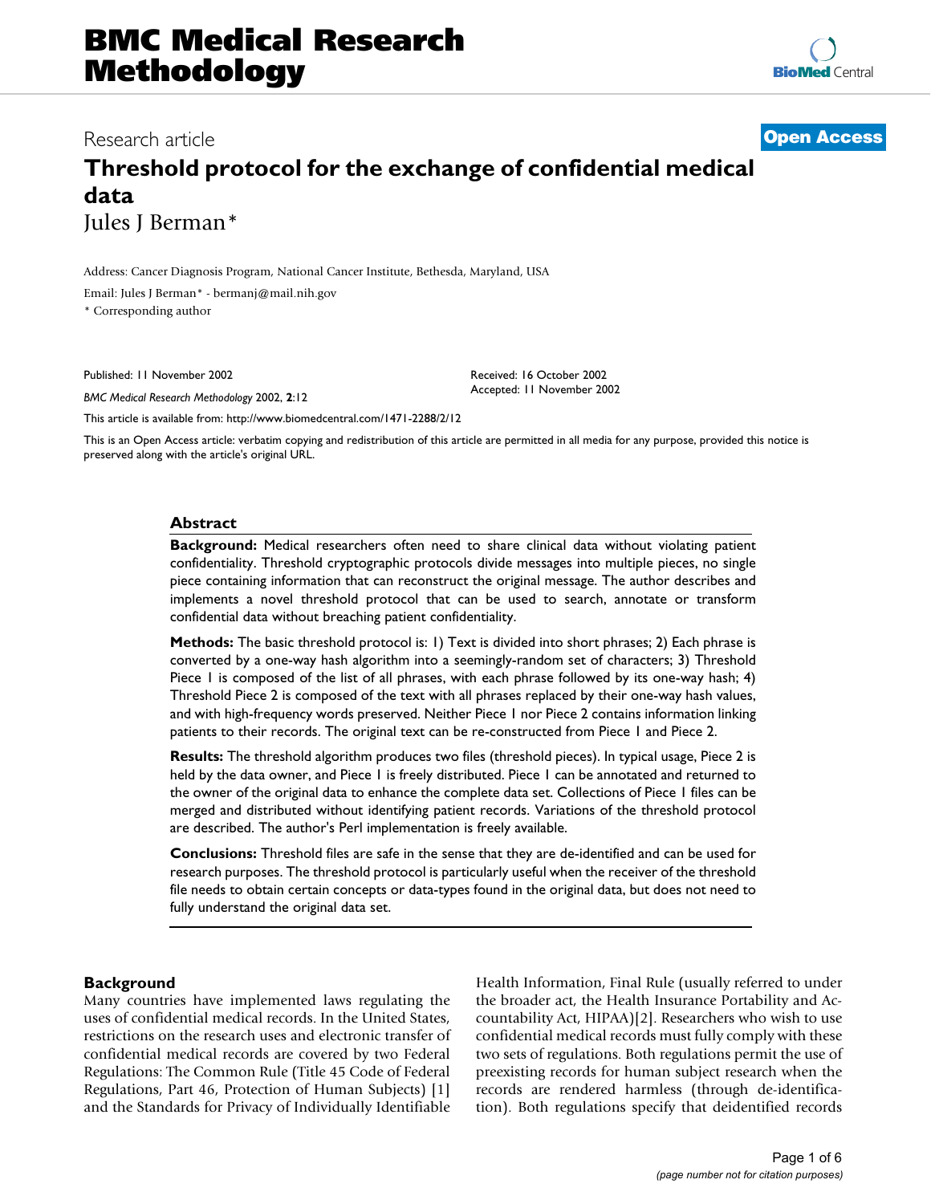# Threshold protocol for the exchange of confidential medical data

Research article — **Open Access**

Jules J Berman*

Address: Cancer Diagnosis Program, National Cancer Institute, Bethesda, Maryland, USA

Email: Jules J Berman* - bermanj@mail.nih.gov

* Corresponding author

Published: 11 November 2002

*BMC Medical Research Methodology* 2002, **2**:12

Received: 16 October 2002
Accepted: 11 November 2002

This article is available from: http://www.biomedcentral.com/1471-2288/2/12

This is an Open Access article: verbatim copying and redistribution of this article are permitted in all media for any purpose, provided this notice is preserved along with the article's original URL.

## Abstract

**Background:** Medical researchers often need to share clinical data without violating patient confidentiality. Threshold cryptographic protocols divide messages into multiple pieces, no single piece containing information that can reconstruct the original message. The author describes and implements a novel threshold protocol that can be used to search, annotate or transform confidential data without breaching patient confidentiality.

**Methods:** The basic threshold protocol is: 1) Text is divided into short phrases; 2) Each phrase is converted by a one-way hash algorithm into a seemingly-random set of characters; 3) Threshold Piece 1 is composed of the list of all phrases, with each phrase followed by its one-way hash; 4) Threshold Piece 2 is composed of the text with all phrases replaced by their one-way hash values, and with high-frequency words preserved. Neither Piece 1 nor Piece 2 contains information linking patients to their records. The original text can be re-constructed from Piece 1 and Piece 2.

**Results:** The threshold algorithm produces two files (threshold pieces). In typical usage, Piece 2 is held by the data owner, and Piece 1 is freely distributed. Piece 1 can be annotated and returned to the owner of the original data to enhance the complete data set. Collections of Piece 1 files can be merged and distributed without identifying patient records. Variations of the threshold protocol are described. The author's Perl implementation is freely available.

**Conclusions:** Threshold files are safe in the sense that they are de-identified and can be used for research purposes. The threshold protocol is particularly useful when the receiver of the threshold file needs to obtain certain concepts or data-types found in the original data, but does not need to fully understand the original data set.

## Background

Many countries have implemented laws regulating the uses of confidential medical records. In the United States, restrictions on the research uses and electronic transfer of confidential medical records are covered by two Federal Regulations: The Common Rule (Title 45 Code of Federal Regulations, Part 46, Protection of Human Subjects) [1] and the Standards for Privacy of Individually Identifiable Health Information, Final Rule (usually referred to under the broader act, the Health Insurance Portability and Accountability Act, HIPAA)[2]. Researchers who wish to use confidential medical records must fully comply with these two sets of regulations. Both regulations permit the use of preexisting records for human subject research when the records are rendered harmless (through de-identification). Both regulations specify that deidentified records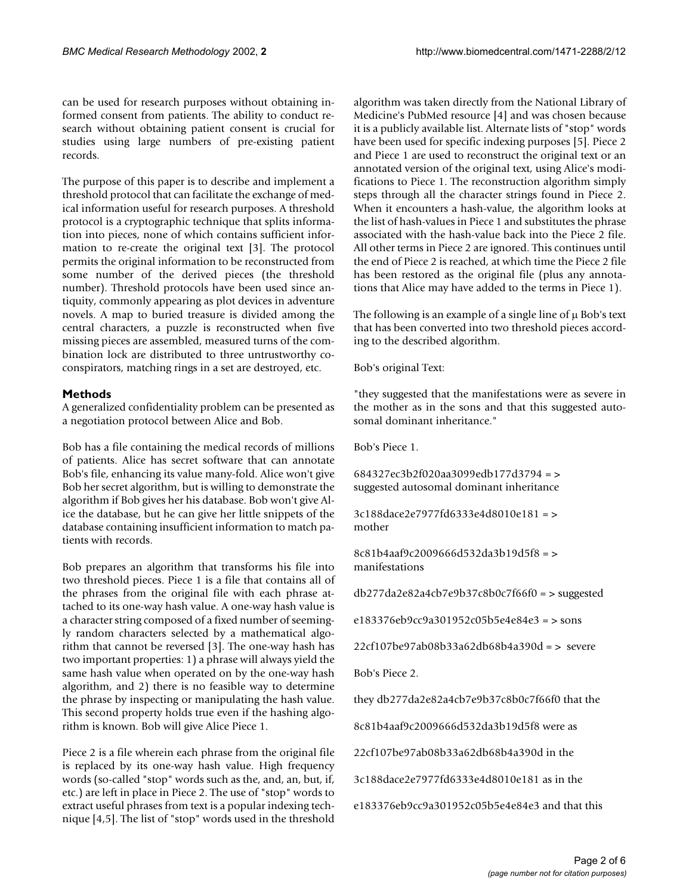can be used for research purposes without obtaining informed consent from patients. The ability to conduct research without obtaining patient consent is crucial for studies using large numbers of pre-existing patient records.

The purpose of this paper is to describe and implement a threshold protocol that can facilitate the exchange of medical information useful for research purposes. A threshold protocol is a cryptographic technique that splits information into pieces, none of which contains sufficient information to re-create the original text [3]. The protocol permits the original information to be reconstructed from some number of the derived pieces (the threshold number). Threshold protocols have been used since antiquity, commonly appearing as plot devices in adventure novels. A map to buried treasure is divided among the central characters, a puzzle is reconstructed when five missing pieces are assembled, measured turns of the combination lock are distributed to three untrustworthy coconspirators, matching rings in a set are destroyed, etc.

## Methods

A generalized confidentiality problem can be presented as a negotiation protocol between Alice and Bob.

Bob has a file containing the medical records of millions of patients. Alice has secret software that can annotate Bob's file, enhancing its value many-fold. Alice won't give Bob her secret algorithm, but is willing to demonstrate the algorithm if Bob gives her his database. Bob won't give Alice the database, but he can give her little snippets of the database containing insufficient information to match patients with records.

Bob prepares an algorithm that transforms his file into two threshold pieces. Piece 1 is a file that contains all of the phrases from the original file with each phrase attached to its one-way hash value. A one-way hash value is a character string composed of a fixed number of seemingly random characters selected by a mathematical algorithm that cannot be reversed [3]. The one-way hash has two important properties: 1) a phrase will always yield the same hash value when operated on by the one-way hash algorithm, and 2) there is no feasible way to determine the phrase by inspecting or manipulating the hash value. This second property holds true even if the hashing algorithm is known. Bob will give Alice Piece 1.

Piece 2 is a file wherein each phrase from the original file is replaced by its one-way hash value. High frequency words (so-called "stop" words such as the, and, an, but, if, etc.) are left in place in Piece 2. The use of "stop" words to extract useful phrases from text is a popular indexing technique [4,5]. The list of "stop" words used in the threshold algorithm was taken directly from the National Library of Medicine's PubMed resource [4] and was chosen because it is a publicly available list. Alternate lists of "stop" words have been used for specific indexing purposes [5]. Piece 2 and Piece 1 are used to reconstruct the original text or an annotated version of the original text, using Alice's modifications to Piece 1. The reconstruction algorithm simply steps through all the character strings found in Piece 2. When it encounters a hash-value, the algorithm looks at the list of hash-values in Piece 1 and substitutes the phrase associated with the hash-value back into the Piece 2 file. All other terms in Piece 2 are ignored. This continues until the end of Piece 2 is reached, at which time the Piece 2 file has been restored as the original file (plus any annotations that Alice may have added to the terms in Piece 1).

The following is an example of a single line of µ Bob's text that has been converted into two threshold pieces according to the described algorithm.

Bob's original Text:

"they suggested that the manifestations were as severe in the mother as in the sons and that this suggested autosomal dominant inheritance."

Bob's Piece 1.

684327ec3b2f020aa3099edb177d3794 = > suggested autosomal dominant inheritance

3c188dace2e7977fd6333e4d8010e181 = > mother

8c81b4aaf9c2009666d532da3b19d5f8 = > manifestations

db277da2e82a4cb7e9b37c8b0c7f66f0 = > suggested

e183376eb9cc9a301952c05b5e4e84e3 = > sons

22cf107be97ab08b33a62db68b4a390d = > severe

Bob's Piece 2.

they db277da2e82a4cb7e9b37c8b0c7f66f0 that the

8c81b4aaf9c2009666d532da3b19d5f8 were as

22cf107be97ab08b33a62db68b4a390d in the

3c188dace2e7977fd6333e4d8010e181 as in the

e183376eb9cc9a301952c05b5e4e84e3 and that this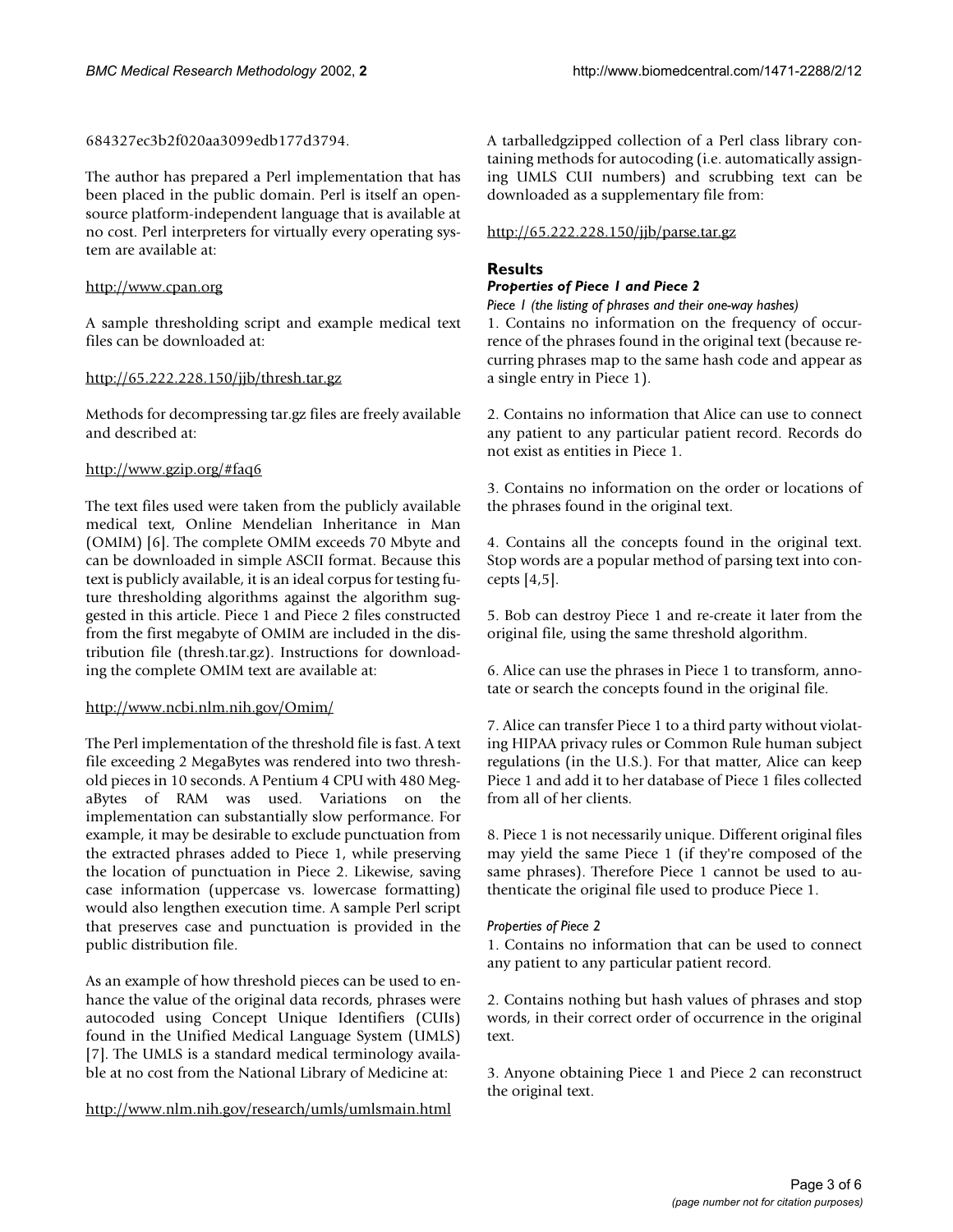684327ec3b2f020aa3099edb177d3794.

The author has prepared a Perl implementation that has been placed in the public domain. Perl is itself an open-source platform-independent language that is available at no cost. Perl interpreters for virtually every operating system are available at:

http://www.cpan.org

A sample thresholding script and example medical text files can be downloaded at:

http://65.222.228.150/jjb/thresh.tar.gz

Methods for decompressing tar.gz files are freely available and described at:

http://www.gzip.org/#faq6

The text files used were taken from the publicly available medical text, Online Mendelian Inheritance in Man (OMIM) [6]. The complete OMIM exceeds 70 Mbyte and can be downloaded in simple ASCII format. Because this text is publicly available, it is an ideal corpus for testing future thresholding algorithms against the algorithm suggested in this article. Piece 1 and Piece 2 files constructed from the first megabyte of OMIM are included in the distribution file (thresh.tar.gz). Instructions for downloading the complete OMIM text are available at:

http://www.ncbi.nlm.nih.gov/Omim/

The Perl implementation of the threshold file is fast. A text file exceeding 2 MegaBytes was rendered into two threshold pieces in 10 seconds. A Pentium 4 CPU with 480 MegaBytes of RAM was used. Variations on the implementation can substantially slow performance. For example, it may be desirable to exclude punctuation from the extracted phrases added to Piece 1, while preserving the location of punctuation in Piece 2. Likewise, saving case information (uppercase vs. lowercase formatting) would also lengthen execution time. A sample Perl script that preserves case and punctuation is provided in the public distribution file.

As an example of how threshold pieces can be used to enhance the value of the original data records, phrases were autocoded using Concept Unique Identifiers (CUIs) found in the Unified Medical Language System (UMLS) [7]. The UMLS is a standard medical terminology available at no cost from the National Library of Medicine at:

http://www.nlm.nih.gov/research/umls/umlsmain.html

A tarballedgzipped collection of a Perl class library containing methods for autocoding (i.e. automatically assigning UMLS CUI numbers) and scrubbing text can be downloaded as a supplementary file from:

http://65.222.228.150/jjb/parse.tar.gz

## Results

### *Properties of Piece 1 and Piece 2*

*Piece 1 (the listing of phrases and their one-way hashes)*

1. Contains no information on the frequency of occurrence of the phrases found in the original text (because recurring phrases map to the same hash code and appear as a single entry in Piece 1).

2. Contains no information that Alice can use to connect any patient to any particular patient record. Records do not exist as entities in Piece 1.

3. Contains no information on the order or locations of the phrases found in the original text.

4. Contains all the concepts found in the original text. Stop words are a popular method of parsing text into concepts [4,5].

5. Bob can destroy Piece 1 and re-create it later from the original file, using the same threshold algorithm.

6. Alice can use the phrases in Piece 1 to transform, annotate or search the concepts found in the original file.

7. Alice can transfer Piece 1 to a third party without violating HIPAA privacy rules or Common Rule human subject regulations (in the U.S.). For that matter, Alice can keep Piece 1 and add it to her database of Piece 1 files collected from all of her clients.

8. Piece 1 is not necessarily unique. Different original files may yield the same Piece 1 (if they're composed of the same phrases). Therefore Piece 1 cannot be used to authenticate the original file used to produce Piece 1.

*Properties of Piece 2*

1. Contains no information that can be used to connect any patient to any particular patient record.

2. Contains nothing but hash values of phrases and stop words, in their correct order of occurrence in the original text.

3. Anyone obtaining Piece 1 and Piece 2 can reconstruct the original text.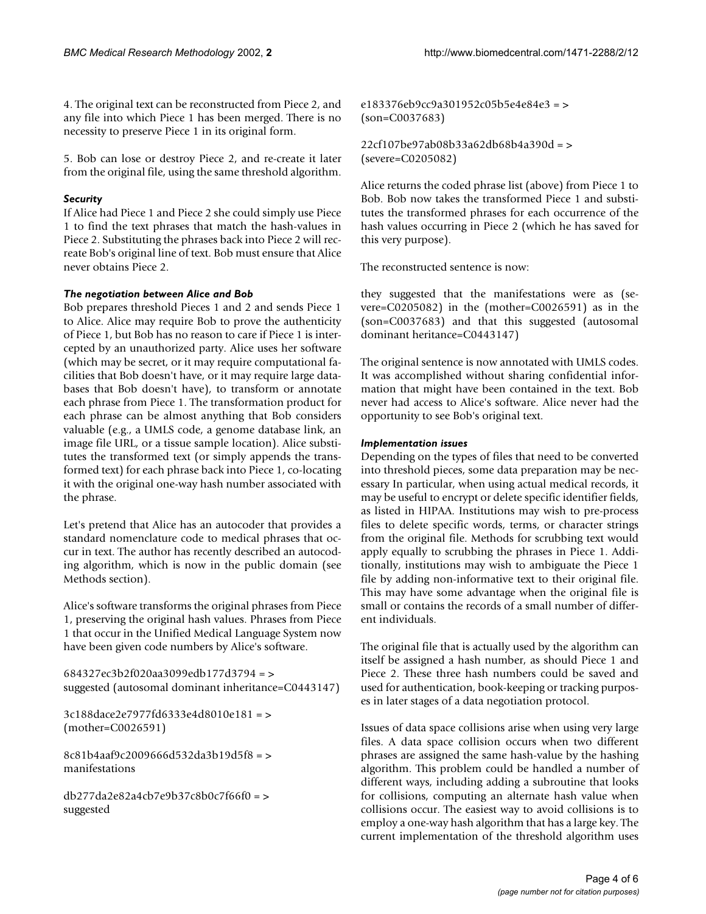4. The original text can be reconstructed from Piece 2, and any file into which Piece 1 has been merged. There is no necessity to preserve Piece 1 in its original form.

5. Bob can lose or destroy Piece 2, and re-create it later from the original file, using the same threshold algorithm.

### *Security*

If Alice had Piece 1 and Piece 2 she could simply use Piece 1 to find the text phrases that match the hash-values in Piece 2. Substituting the phrases back into Piece 2 will recreate Bob's original line of text. Bob must ensure that Alice never obtains Piece 2.

### *The negotiation between Alice and Bob*

Bob prepares threshold Pieces 1 and 2 and sends Piece 1 to Alice. Alice may require Bob to prove the authenticity of Piece 1, but Bob has no reason to care if Piece 1 is intercepted by an unauthorized party. Alice uses her software (which may be secret, or it may require computational facilities that Bob doesn't have, or it may require large databases that Bob doesn't have), to transform or annotate each phrase from Piece 1. The transformation product for each phrase can be almost anything that Bob considers valuable (e.g., a UMLS code, a genome database link, an image file URL, or a tissue sample location). Alice substitutes the transformed text (or simply appends the transformed text) for each phrase back into Piece 1, co-locating it with the original one-way hash number associated with the phrase.

Let's pretend that Alice has an autocoder that provides a standard nomenclature code to medical phrases that occur in text. The author has recently described an autocoding algorithm, which is now in the public domain (see Methods section).

Alice's software transforms the original phrases from Piece 1, preserving the original hash values. Phrases from Piece 1 that occur in the Unified Medical Language System now have been given code numbers by Alice's software.

684327ec3b2f020aa3099edb177d3794 = > suggested (autosomal dominant inheritance=C0443147)

3c188dace2e7977fd6333e4d8010e181 = > (mother=C0026591)

8c81b4aaf9c2009666d532da3b19d5f8 = > manifestations

db277da2e82a4cb7e9b37c8b0c7f66f0 = > suggested

e183376eb9cc9a301952c05b5e4e84e3 = > (son=C0037683)

22cf107be97ab08b33a62db68b4a390d = > (severe=C0205082)

Alice returns the coded phrase list (above) from Piece 1 to Bob. Bob now takes the transformed Piece 1 and substitutes the transformed phrases for each occurrence of the hash values occurring in Piece 2 (which he has saved for this very purpose).

The reconstructed sentence is now:

they suggested that the manifestations were as (severe=C0205082) in the (mother=C0026591) as in the (son=C0037683) and that this suggested (autosomal dominant heritance=C0443147)

The original sentence is now annotated with UMLS codes. It was accomplished without sharing confidential information that might have been contained in the text. Bob never had access to Alice's software. Alice never had the opportunity to see Bob's original text.

### *Implementation issues*

Depending on the types of files that need to be converted into threshold pieces, some data preparation may be necessary In particular, when using actual medical records, it may be useful to encrypt or delete specific identifier fields, as listed in HIPAA. Institutions may wish to pre-process files to delete specific words, terms, or character strings from the original file. Methods for scrubbing text would apply equally to scrubbing the phrases in Piece 1. Additionally, institutions may wish to ambiguate the Piece 1 file by adding non-informative text to their original file. This may have some advantage when the original file is small or contains the records of a small number of different individuals.

The original file that is actually used by the algorithm can itself be assigned a hash number, as should Piece 1 and Piece 2. These three hash numbers could be saved and used for authentication, book-keeping or tracking purposes in later stages of a data negotiation protocol.

Issues of data space collisions arise when using very large files. A data space collision occurs when two different phrases are assigned the same hash-value by the hashing algorithm. This problem could be handled a number of different ways, including adding a subroutine that looks for collisions, computing an alternate hash value when collisions occur. The easiest way to avoid collisions is to employ a one-way hash algorithm that has a large key. The current implementation of the threshold algorithm uses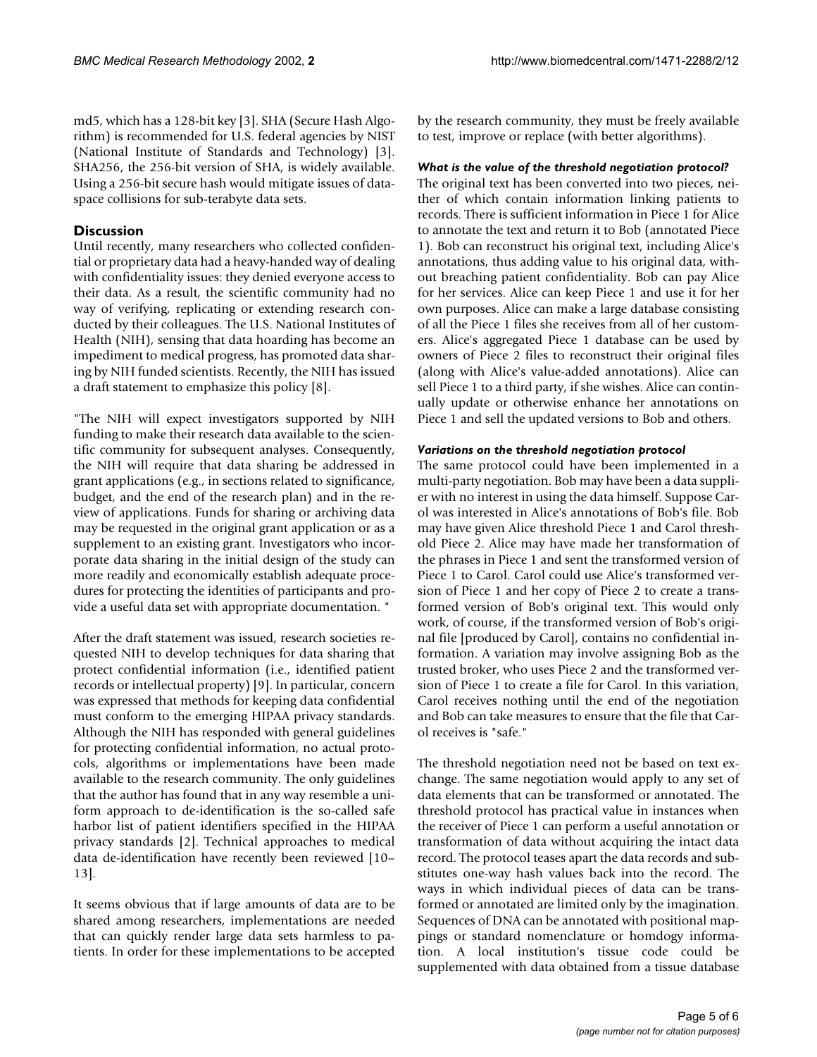md5, which has a 128-bit key [3]. SHA (Secure Hash Algorithm) is recommended for U.S. federal agencies by NIST (National Institute of Standards and Technology) [3]. SHA256, the 256-bit version of SHA, is widely available. Using a 256-bit secure hash would mitigate issues of dataspace collisions for sub-terabyte data sets.

## Discussion

Until recently, many researchers who collected confidential or proprietary data had a heavy-handed way of dealing with confidentiality issues: they denied everyone access to their data. As a result, the scientific community had no way of verifying, replicating or extending research conducted by their colleagues. The U.S. National Institutes of Health (NIH), sensing that data hoarding has become an impediment to medical progress, has promoted data sharing by NIH funded scientists. Recently, the NIH has issued a draft statement to emphasize this policy [8].

"The NIH will expect investigators supported by NIH funding to make their research data available to the scientific community for subsequent analyses. Consequently, the NIH will require that data sharing be addressed in grant applications (e.g., in sections related to significance, budget, and the end of the research plan) and in the review of applications. Funds for sharing or archiving data may be requested in the original grant application or as a supplement to an existing grant. Investigators who incorporate data sharing in the initial design of the study can more readily and economically establish adequate procedures for protecting the identities of participants and provide a useful data set with appropriate documentation. "

After the draft statement was issued, research societies requested NIH to develop techniques for data sharing that protect confidential information (i.e., identified patient records or intellectual property) [9]. In particular, concern was expressed that methods for keeping data confidential must conform to the emerging HIPAA privacy standards. Although the NIH has responded with general guidelines for protecting confidential information, no actual protocols, algorithms or implementations have been made available to the research community. The only guidelines that the author has found that in any way resemble a uniform approach to de-identification is the so-called safe harbor list of patient identifiers specified in the HIPAA privacy standards [2]. Technical approaches to medical data de-identification have recently been reviewed [10–13].

It seems obvious that if large amounts of data are to be shared among researchers, implementations are needed that can quickly render large data sets harmless to patients. In order for these implementations to be accepted by the research community, they must be freely available to test, improve or replace (with better algorithms).

### *What is the value of the threshold negotiation protocol?*

The original text has been converted into two pieces, neither of which contain information linking patients to records. There is sufficient information in Piece 1 for Alice to annotate the text and return it to Bob (annotated Piece 1). Bob can reconstruct his original text, including Alice's annotations, thus adding value to his original data, without breaching patient confidentiality. Bob can pay Alice for her services. Alice can keep Piece 1 and use it for her own purposes. Alice can make a large database consisting of all the Piece 1 files she receives from all of her customers. Alice's aggregated Piece 1 database can be used by owners of Piece 2 files to reconstruct their original files (along with Alice's value-added annotations). Alice can sell Piece 1 to a third party, if she wishes. Alice can continually update or otherwise enhance her annotations on Piece 1 and sell the updated versions to Bob and others.

### *Variations on the threshold negotiation protocol*

The same protocol could have been implemented in a multi-party negotiation. Bob may have been a data supplier with no interest in using the data himself. Suppose Carol was interested in Alice's annotations of Bob's file. Bob may have given Alice threshold Piece 1 and Carol threshold Piece 2. Alice may have made her transformation of the phrases in Piece 1 and sent the transformed version of Piece 1 to Carol. Carol could use Alice's transformed version of Piece 1 and her copy of Piece 2 to create a transformed version of Bob's original text. This would only work, of course, if the transformed version of Bob's original file [produced by Carol], contains no confidential information. A variation may involve assigning Bob as the trusted broker, who uses Piece 2 and the transformed version of Piece 1 to create a file for Carol. In this variation, Carol receives nothing until the end of the negotiation and Bob can take measures to ensure that the file that Carol receives is "safe."

The threshold negotiation need not be based on text exchange. The same negotiation would apply to any set of data elements that can be transformed or annotated. The threshold protocol has practical value in instances when the receiver of Piece 1 can perform a useful annotation or transformation of data without acquiring the intact data record. The protocol teases apart the data records and substitutes one-way hash values back into the record. The ways in which individual pieces of data can be transformed or annotated are limited only by the imagination. Sequences of DNA can be annotated with positional mappings or standard nomenclature or homdogy information. A local institution's tissue code could be supplemented with data obtained from a tissue database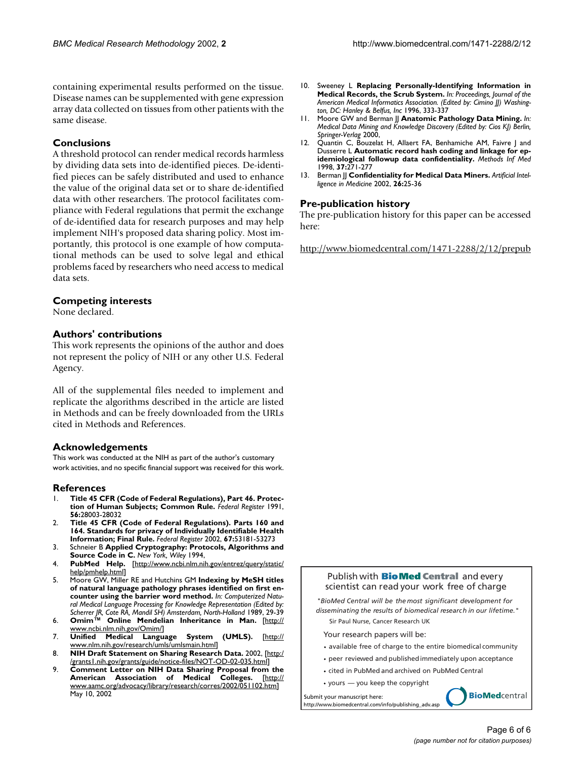containing experimental results performed on the tissue. Disease names can be supplemented with gene expression array data collected on tissues from other patients with the same disease.

## Conclusions

A threshold protocol can render medical records harmless by dividing data sets into de-identified pieces. De-identified pieces can be safely distributed and used to enhance the value of the original data set or to share de-identified data with other researchers. The protocol facilitates compliance with Federal regulations that permit the exchange of de-identified data for research purposes and may help implement NIH's proposed data sharing policy. Most importantly, this protocol is one example of how computational methods can be used to solve legal and ethical problems faced by researchers who need access to medical data sets.

## Competing interests

None declared.

## Authors' contributions

This work represents the opinions of the author and does not represent the policy of NIH or any other U.S. Federal Agency.

All of the supplemental files needed to implement and replicate the algorithms described in the article are listed in Methods and can be freely downloaded from the URLs cited in Methods and References.

## Acknowledgements

This work was conducted at the NIH as part of the author's customary work activities, and no specific financial support was received for this work.

## References

1. **Title 45 CFR (Code of Federal Regulations), Part 46. Protection of Human Subjects; Common Rule.** *Federal Register* 1991, **56:**28003-28032
2. **Title 45 CFR (Code of Federal Regulations). Parts 160 and 164. Standards for privacy of Individually Identifiable Health Information; Final Rule.** *Federal Register* 2002, **67:**53181-53273
3. Schneier B **Applied Cryptography: Protocols, Algorithms and Source Code in C.** *New York, Wiley* 1994,
4. **PubMed Help.** [http://www.ncbi.nlm.nih.gov/entrez/query/static/help/pmhelp.html]
5. Moore GW, Miller RE and Hutchins GM **Indexing by MeSH titles of natural language pathology phrases identified on first encounter using the barrier word method.** *In: Computerized Natural Medical Language Processing for Knowledge Representation (Edited by: Scherrer JR, Cote RA, Mandil SH) Amsterdam, North-Holland* 1989, 29-39
6. **Omim™ Online Mendelian Inheritance in Man.** [http://www.ncbi.nlm.nih.gov/Omim/]
7. **Unified Medical Language System (UMLS).** [http://www.nlm.nih.gov/research/umls/umlsmain.html]
8. **NIH Draft Statement on Sharing Research Data.** 2002, [http://grants1.nih.gov/grants/guide/notice-files/NOT-OD-02-035.html]
9. **Comment Letter on NIH Data Sharing Proposal from the American Association of Medical Colleges.** [http://www.aamc.org/advocacy/library/research/corres/2002/051102.htm] May 10, 2002
10. Sweeney L **Replacing Personally-Identifying Information in Medical Records, the Scrub System.** *In: Proceedings, Journal of the American Medical Informatics Association. (Edited by: Cimino JJ) Washington, DC: Hanley & Belfus, Inc* 1996, 333-337
11. Moore GW and Berman JJ **Anatomic Pathology Data Mining.** *In: Medical Data Mining and Knowledge Discovery (Edited by: Cios KJ) Berlin, Springer-Verlag* 2000,
12. Quantin C, Bouzelat H, Allaert FA, Benhamiche AM, Faivre J and Dusserre L **Automatic record hash coding and linkage for epidemiological followup data confidentiality.** *Methods Inf Med* 1998, **37:**271-277
13. Berman JJ **Confidentiality for Medical Data Miners.** *Artificial Intelligence in Medicine* 2002, **26:**25-36

## Pre-publication history

The pre-publication history for this paper can be accessed here:

http://www.biomedcentral.com/1471-2288/2/12/prepub

Publish with **BioMed Central** and every scientist can read your work free of charge

*"BioMed Central will be the most significant development for disseminating the results of biomedical research in our lifetime."*
Sir Paul Nurse, Cancer Research UK

Your research papers will be:

- available free of charge to the entire biomedical community
- peer reviewed and published immediately upon acceptance
- cited in PubMed and archived on PubMed Central
- yours — you keep the copyright

Submit your manuscript here:
http://www.biomedcentral.com/info/publishing_adv.asp

**BioMed**central